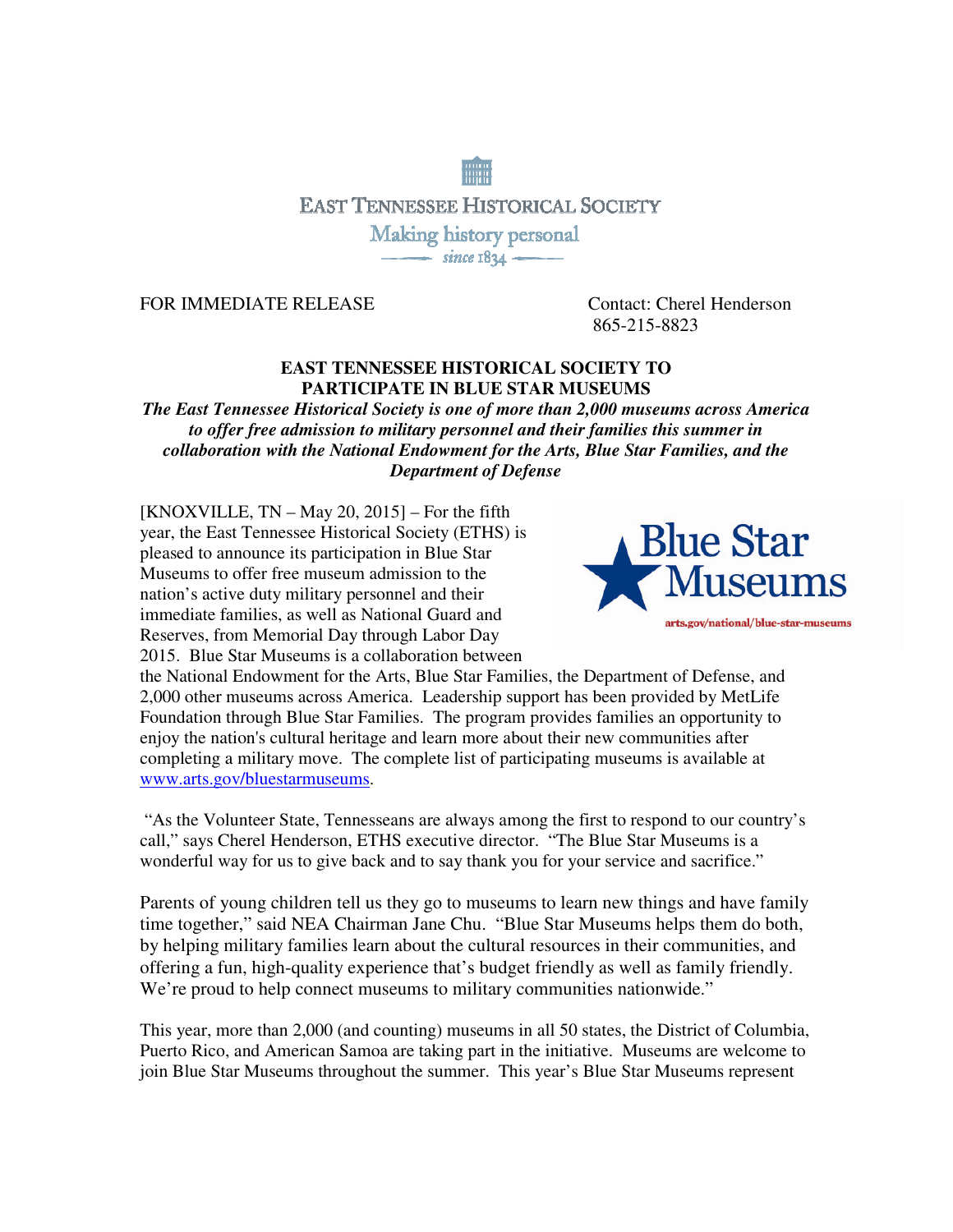EAST TENNESSEE HISTORICAL SOCIETY

Making history personal

since 1834

FOR IMMEDIATE RELEASE

Contact: Cherel Henderson
865-215-8823

**EAST TENNESSEE HISTORICAL SOCIETY TO PARTICIPATE IN BLUE STAR MUSEUMS**

***The East Tennessee Historical Society is one of more than 2,000 museums across America to offer free admission to military personnel and their families this summer in collaboration with the National Endowment for the Arts, Blue Star Families, and the Department of Defense***

Blue Star Museums
arts.gov/national/blue-star-museums

[KNOXVILLE, TN – May 20, 2015] – For the fifth year, the East Tennessee Historical Society (ETHS) is pleased to announce its participation in Blue Star Museums to offer free museum admission to the nation's active duty military personnel and their immediate families, as well as National Guard and Reserves, from Memorial Day through Labor Day 2015. Blue Star Museums is a collaboration between the National Endowment for the Arts, Blue Star Families, the Department of Defense, and 2,000 other museums across America. Leadership support has been provided by MetLife Foundation through Blue Star Families. The program provides families an opportunity to enjoy the nation's cultural heritage and learn more about their new communities after completing a military move. The complete list of participating museums is available at www.arts.gov/bluestarmuseums.

"As the Volunteer State, Tennesseans are always among the first to respond to our country's call," says Cherel Henderson, ETHS executive director. "The Blue Star Museums is a wonderful way for us to give back and to say thank you for your service and sacrifice."

Parents of young children tell us they go to museums to learn new things and have family time together," said NEA Chairman Jane Chu. "Blue Star Museums helps them do both, by helping military families learn about the cultural resources in their communities, and offering a fun, high-quality experience that's budget friendly as well as family friendly. We're proud to help connect museums to military communities nationwide."

This year, more than 2,000 (and counting) museums in all 50 states, the District of Columbia, Puerto Rico, and American Samoa are taking part in the initiative. Museums are welcome to join Blue Star Museums throughout the summer. This year's Blue Star Museums represent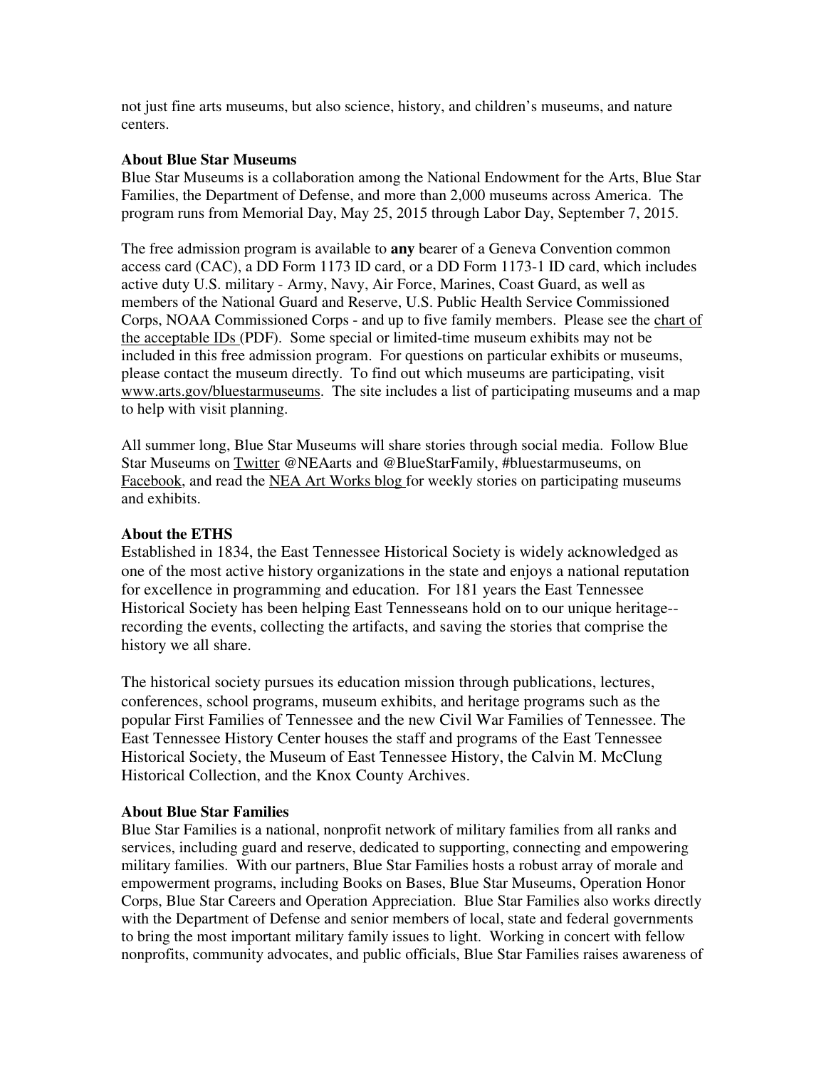not just fine arts museums, but also science, history, and children's museums, and nature centers.

**About Blue Star Museums**
Blue Star Museums is a collaboration among the National Endowment for the Arts, Blue Star Families, the Department of Defense, and more than 2,000 museums across America. The program runs from Memorial Day, May 25, 2015 through Labor Day, September 7, 2015.

The free admission program is available to **any** bearer of a Geneva Convention common access card (CAC), a DD Form 1173 ID card, or a DD Form 1173-1 ID card, which includes active duty U.S. military - Army, Navy, Air Force, Marines, Coast Guard, as well as members of the National Guard and Reserve, U.S. Public Health Service Commissioned Corps, NOAA Commissioned Corps - and up to five family members. Please see the chart of the acceptable IDs (PDF). Some special or limited-time museum exhibits may not be included in this free admission program. For questions on particular exhibits or museums, please contact the museum directly. To find out which museums are participating, visit www.arts.gov/bluestarmuseums. The site includes a list of participating museums and a map to help with visit planning.

All summer long, Blue Star Museums will share stories through social media. Follow Blue Star Museums on Twitter @NEAarts and @BlueStarFamily, #bluestarmuseums, on Facebook, and read the NEA Art Works blog for weekly stories on participating museums and exhibits.

**About the ETHS**
Established in 1834, the East Tennessee Historical Society is widely acknowledged as one of the most active history organizations in the state and enjoys a national reputation for excellence in programming and education. For 181 years the East Tennessee Historical Society has been helping East Tennesseans hold on to our unique heritage--recording the events, collecting the artifacts, and saving the stories that comprise the history we all share.

The historical society pursues its education mission through publications, lectures, conferences, school programs, museum exhibits, and heritage programs such as the popular First Families of Tennessee and the new Civil War Families of Tennessee. The East Tennessee History Center houses the staff and programs of the East Tennessee Historical Society, the Museum of East Tennessee History, the Calvin M. McClung Historical Collection, and the Knox County Archives.

**About Blue Star Families**
Blue Star Families is a national, nonprofit network of military families from all ranks and services, including guard and reserve, dedicated to supporting, connecting and empowering military families. With our partners, Blue Star Families hosts a robust array of morale and empowerment programs, including Books on Bases, Blue Star Museums, Operation Honor Corps, Blue Star Careers and Operation Appreciation. Blue Star Families also works directly with the Department of Defense and senior members of local, state and federal governments to bring the most important military family issues to light. Working in concert with fellow nonprofits, community advocates, and public officials, Blue Star Families raises awareness of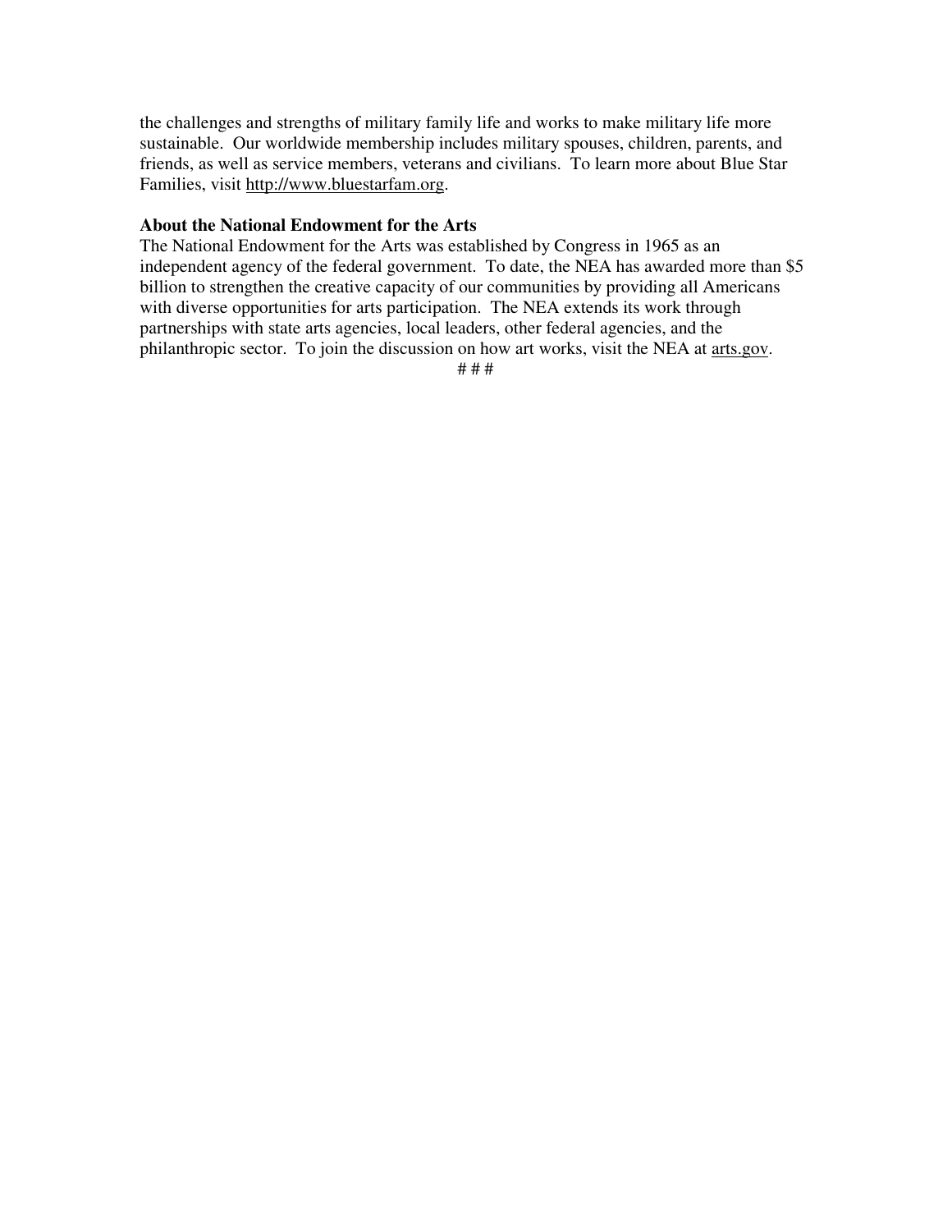the challenges and strengths of military family life and works to make military life more sustainable. Our worldwide membership includes military spouses, children, parents, and friends, as well as service members, veterans and civilians. To learn more about Blue Star Families, visit http://www.bluestarfam.org.

**About the National Endowment for the Arts**

The National Endowment for the Arts was established by Congress in 1965 as an independent agency of the federal government. To date, the NEA has awarded more than $5 billion to strengthen the creative capacity of our communities by providing all Americans with diverse opportunities for arts participation. The NEA extends its work through partnerships with state arts agencies, local leaders, other federal agencies, and the philanthropic sector. To join the discussion on how art works, visit the NEA at arts.gov.

# # #